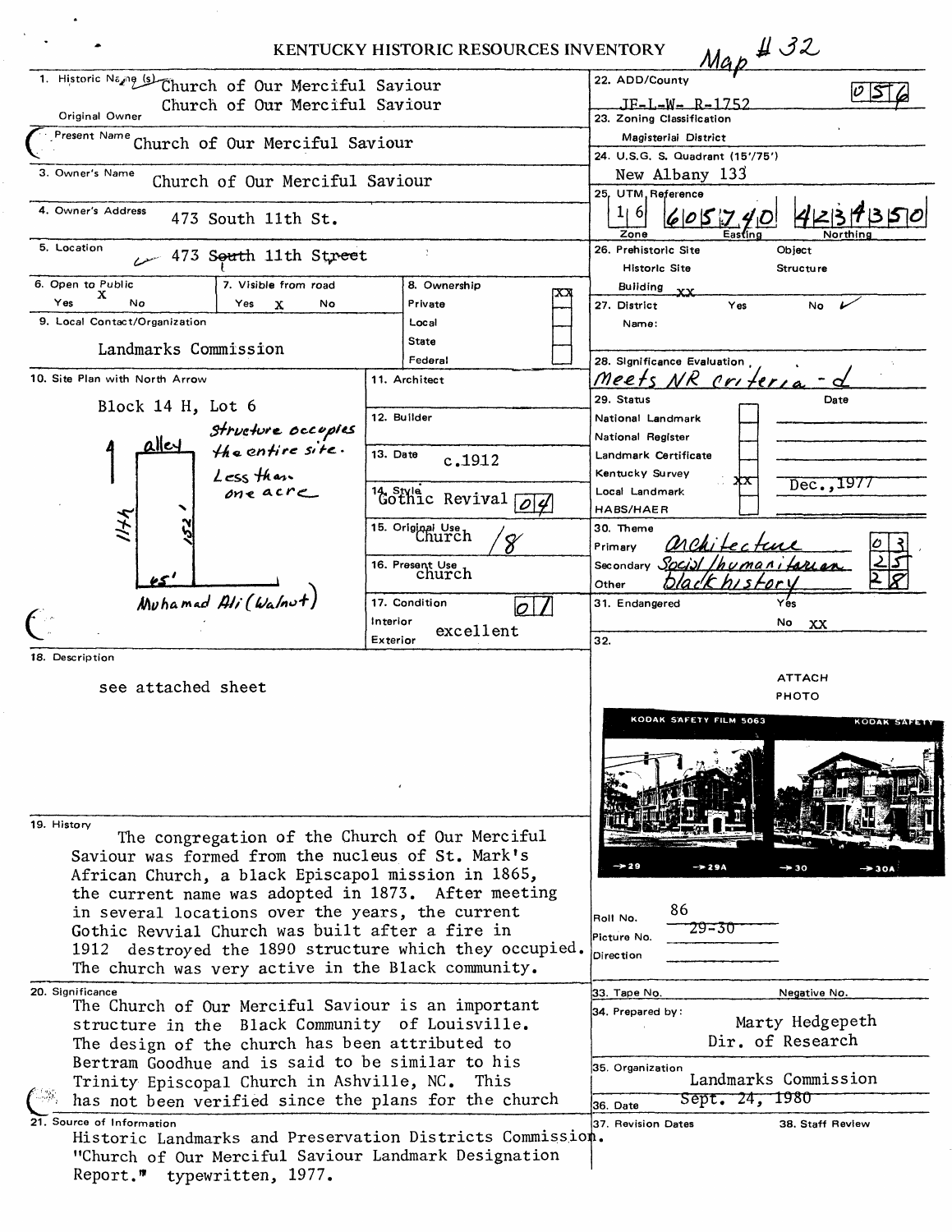# KENTUCKY HISTORIC RESOURCES INVENTORY

Map # 32

1. Historic Name (s) Church of Our Merciful Saviour
   Original Owner Church of Our Merciful Saviour
   Present Name Church of Our Merciful Saviour

3. Owner's Name Church of Our Merciful Saviour

4. Owner's Address 473 South 11th St.

5. Location 473 South 11th Street

6. Open to Public: Yes X No

7. Visible from road: Yes X No

8. Ownership: Private XX; Local; State; Federal

9. Local Contact/Organization: Landmarks Commission

10. Site Plan with North Arrow

Block 14 H, Lot 6

Structure occupies the entire site. Less than one acre

alley — 144' — 152' — 65' — Muhamad Ali (Walnut)

11. Architect

12. Builder

13. Date c.1912

14. Style Gothic Revival 04

15. Original Use Church 18

16. Present Use church

17. Condition 07 — Interior / Exterior excellent

22. ADD/County JF-L-W- R-1752 056

23. Zoning Classification

Magisterial District

24. U.S.G. S. Quadrant (15'/75') New Albany 133

25. UTM Reference: Zone 16, Easting 605740, Northing 4234350

26. Prehistoric Site / Historic Site / Building XX / Object / Structure

27. District: Yes / No ✓ — Name:

28. Significance Evaluation: Meets NR criteria - d

29. Status / Date

| Status | | Date |
|---|---|---|
| National Landmark | | |
| National Register | | |
| Landmark Certificate | | |
| Kentucky Survey | XX | Dec., 1977 |
| Local Landmark | | |
| HABS/HAER | | |

30. Theme

| | | |
|---|---|---|
| Primary | architecture | 03 |
| Secondary | Social/humanitarian | 25 |
| Other | black history | 28 |

31. Endangered: Yes / No XX

32. ATTACH PHOTO

Roll No. 86

Picture No. 29-30

Direction

33. Tape No. / Negative No.

34. Prepared by: Marty Hedgepeth, Dir. of Research

35. Organization: Landmarks Commission

36. Date: Sept. 24, 1980

37. Revision Dates

38. Staff Review

18. Description

see attached sheet

19. History

The congregation of the Church of Our Merciful Saviour was formed from the nucleus of St. Mark's African Church, a black Episcapol mission in 1865, the current name was adopted in 1873. After meeting in several locations over the years, the current Gothic Revvial Church was built after a fire in 1912 destroyed the 1890 structure which they occupied. The church was very active in the Black community.

20. Significance

The Church of Our Merciful Saviour is an important structure in the Black Community of Louisville. The design of the church has been attributed to Bertram Goodhue and is said to be similar to his Trinity Episcopal Church in Ashville, NC. This has not been verified since the plans for the church

21. Source of Information

Historic Landmarks and Preservation Districts Commission. "Church of Our Merciful Saviour Landmark Designation Report." typewritten, 1977.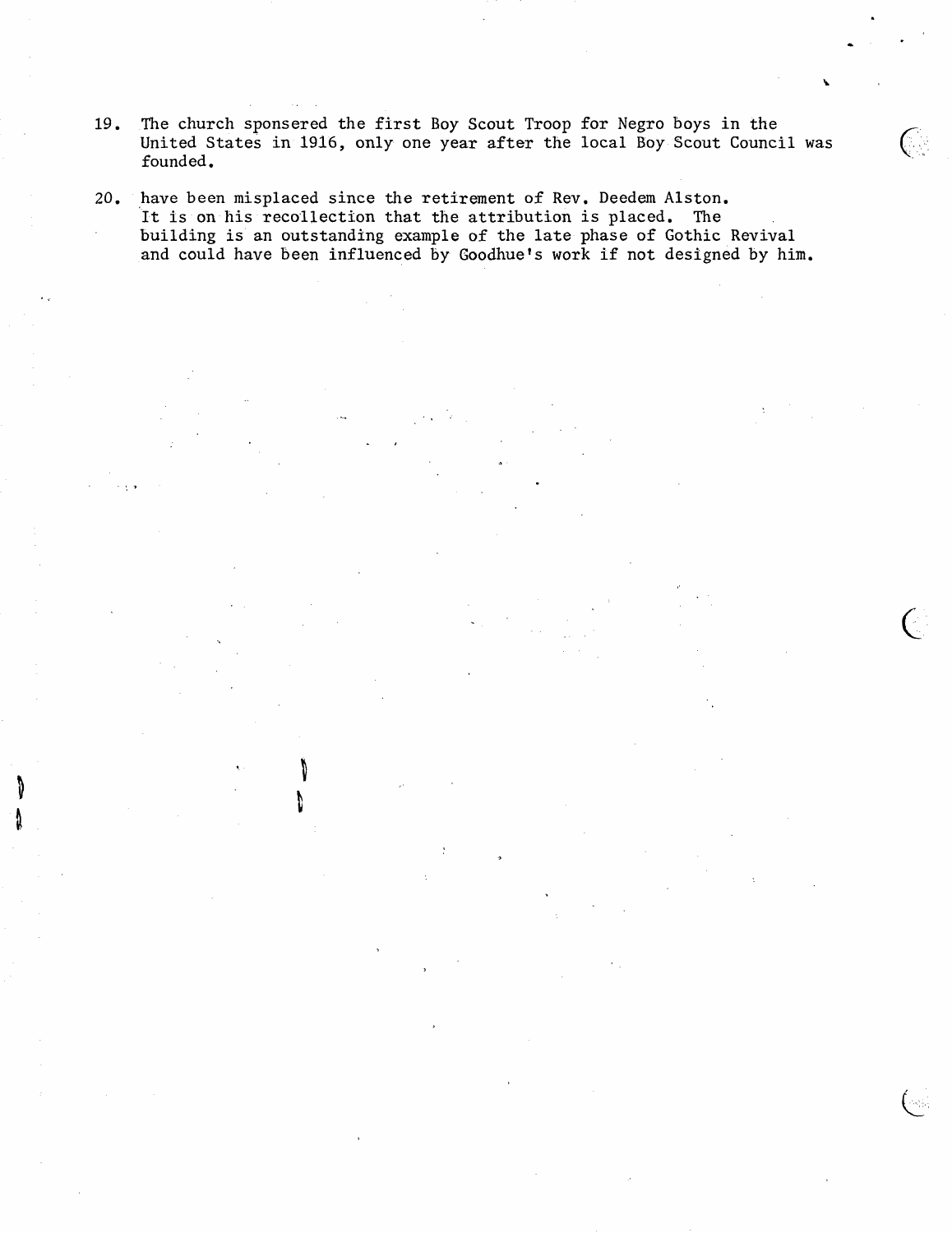19. The church sponsered the first Boy Scout Troop for Negro boys in the United States in 1916, only one year after the local Boy Scout Council was founded.

20. have been misplaced since the retirement of Rev. Deedem Alston. It is on his recollection that the attribution is placed. The building is an outstanding example of the late phase of Gothic Revival and could have been influenced by Goodhue's work if not designed by him.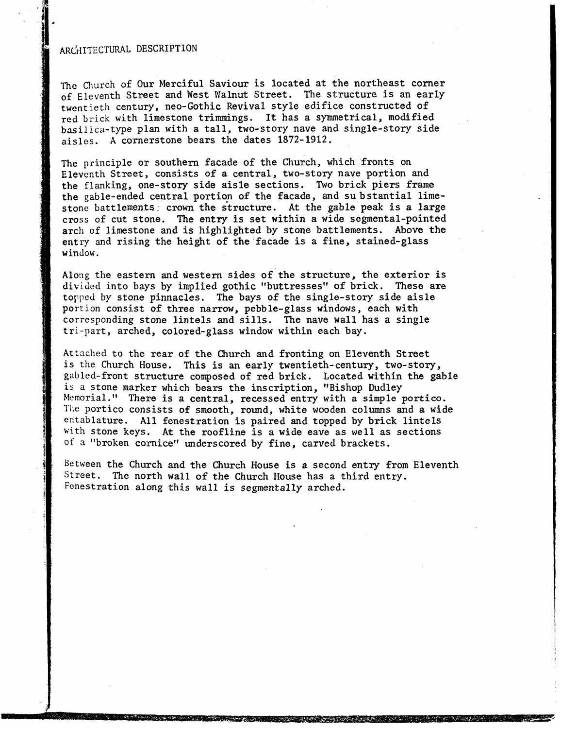# ARCHITECTURAL DESCRIPTION

The Church of Our Merciful Saviour is located at the northeast corner of Eleventh Street and West Walnut Street. The structure is an early twentieth century, neo-Gothic Revival style edifice constructed of red brick with limestone trimmings. It has a symmetrical, modified basilica-type plan with a tall, two-story nave and single-story side aisles. A cornerstone bears the dates 1872-1912.

The principle or southern facade of the Church, which fronts on Eleventh Street, consists of a central, two-story nave portion and the flanking, one-story side aisle sections. Two brick piers frame the gable-ended central portion of the facade, and substantial limestone battlements crown the structure. At the gable peak is a large cross of cut stone. The entry is set within a wide segmental-pointed arch of limestone and is highlighted by stone battlements. Above the entry and rising the height of the facade is a fine, stained-glass window.

Along the eastern and western sides of the structure, the exterior is divided into bays by implied gothic "buttresses" of brick. These are topped by stone pinnacles. The bays of the single-story side aisle portion consist of three narrow, pebble-glass windows, each with corresponding stone lintels and sills. The nave wall has a single tri-part, arched, colored-glass window within each bay.

Attached to the rear of the Church and fronting on Eleventh Street is the Church House. This is an early twentieth-century, two-story, gabled-front structure composed of red brick. Located within the gable is a stone marker which bears the inscription, "Bishop Dudley Memorial." There is a central, recessed entry with a simple portico. The portico consists of smooth, round, white wooden columns and a wide entablature. All fenestration is paired and topped by brick lintels with stone keys. At the roofline is a wide eave as well as sections of a "broken cornice" underscored by fine, carved brackets.

Between the Church and the Church House is a second entry from Eleventh Street. The north wall of the Church House has a third entry. Fenestration along this wall is segmentally arched.